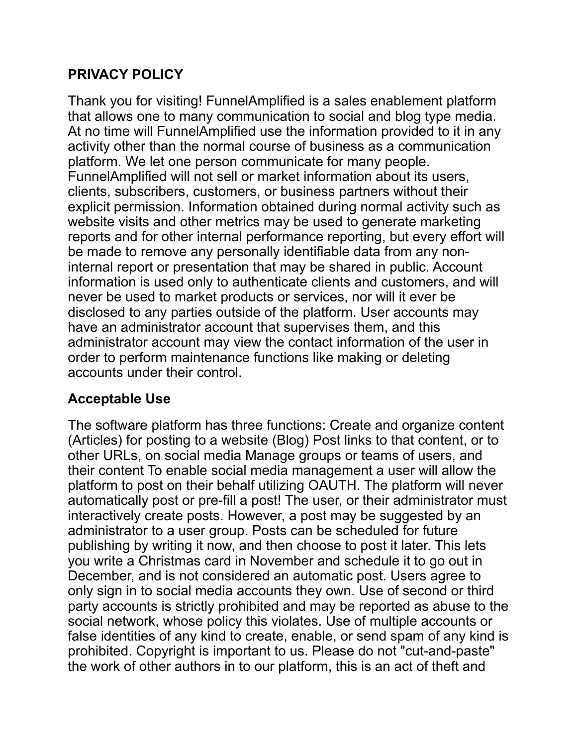## PRIVACY POLICY

Thank you for visiting! FunnelAmplified is a sales enablement platform that allows one to many communication to social and blog type media. At no time will FunnelAmplified use the information provided to it in any activity other than the normal course of business as a communication platform. We let one person communicate for many people. FunnelAmplified will not sell or market information about its users, clients, subscribers, customers, or business partners without their explicit permission. Information obtained during normal activity such as website visits and other metrics may be used to generate marketing reports and for other internal performance reporting, but every effort will be made to remove any personally identifiable data from any non-internal report or presentation that may be shared in public. Account information is used only to authenticate clients and customers, and will never be used to market products or services, nor will it ever be disclosed to any parties outside of the platform. User accounts may have an administrator account that supervises them, and this administrator account may view the contact information of the user in order to perform maintenance functions like making or deleting accounts under their control.

## Acceptable Use

The software platform has three functions: Create and organize content (Articles) for posting to a website (Blog) Post links to that content, or to other URLs, on social media Manage groups or teams of users, and their content To enable social media management a user will allow the platform to post on their behalf utilizing OAUTH. The platform will never automatically post or pre-fill a post! The user, or their administrator must interactively create posts. However, a post may be suggested by an administrator to a user group. Posts can be scheduled for future publishing by writing it now, and then choose to post it later. This lets you write a Christmas card in November and schedule it to go out in December, and is not considered an automatic post. Users agree to only sign in to social media accounts they own. Use of second or third party accounts is strictly prohibited and may be reported as abuse to the social network, whose policy this violates. Use of multiple accounts or false identities of any kind to create, enable, or send spam of any kind is prohibited. Copyright is important to us. Please do not "cut-and-paste" the work of other authors in to our platform, this is an act of theft and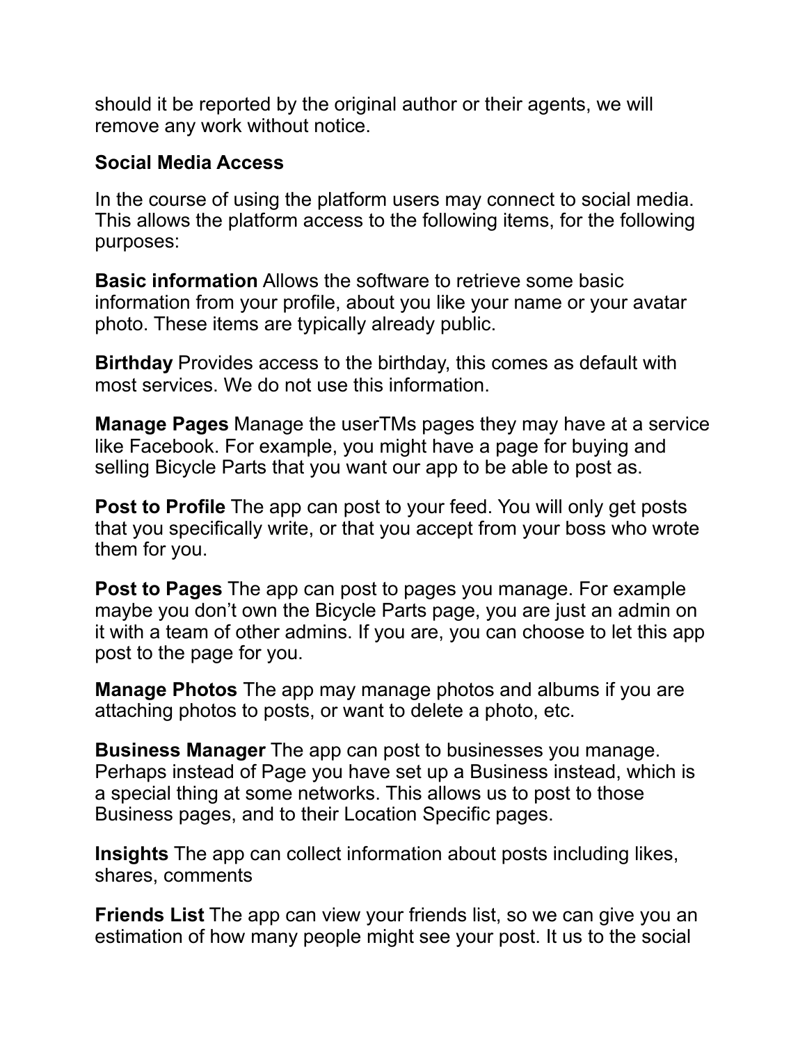should it be reported by the original author or their agents, we will remove any work without notice.

**Social Media Access**

In the course of using the platform users may connect to social media. This allows the platform access to the following items, for the following purposes:

**Basic information** Allows the software to retrieve some basic information from your profile, about you like your name or your avatar photo. These items are typically already public.

**Birthday** Provides access to the birthday, this comes as default with most services. We do not use this information.

**Manage Pages** Manage the userTMs pages they may have at a service like Facebook. For example, you might have a page for buying and selling Bicycle Parts that you want our app to be able to post as.

**Post to Profile** The app can post to your feed. You will only get posts that you specifically write, or that you accept from your boss who wrote them for you.

**Post to Pages** The app can post to pages you manage. For example maybe you don't own the Bicycle Parts page, you are just an admin on it with a team of other admins. If you are, you can choose to let this app post to the page for you.

**Manage Photos** The app may manage photos and albums if you are attaching photos to posts, or want to delete a photo, etc.

**Business Manager** The app can post to businesses you manage. Perhaps instead of Page you have set up a Business instead, which is a special thing at some networks. This allows us to post to those Business pages, and to their Location Specific pages.

**Insights** The app can collect information about posts including likes, shares, comments

**Friends List** The app can view your friends list, so we can give you an estimation of how many people might see your post. It us to the social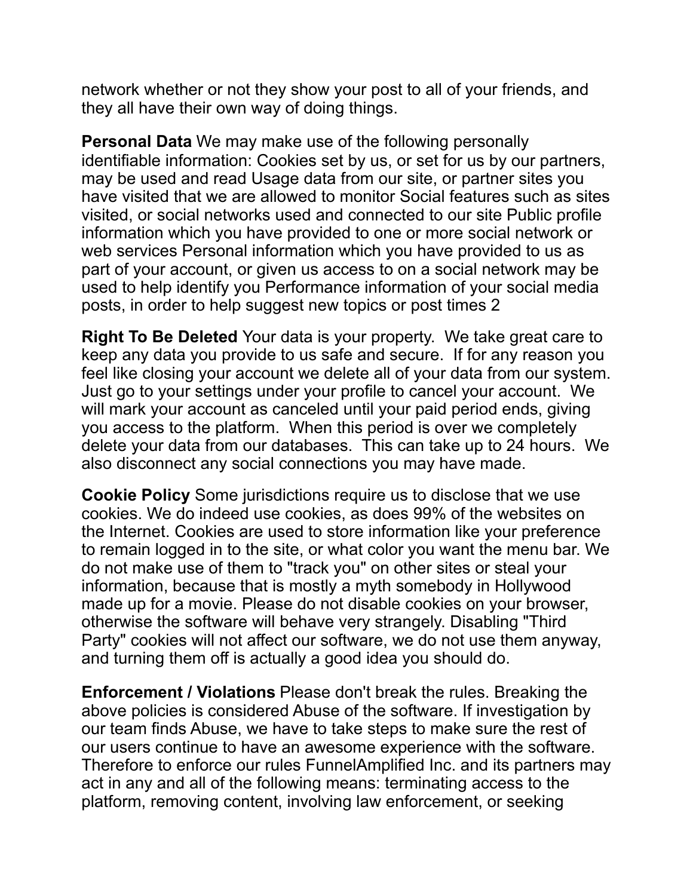network whether or not they show your post to all of your friends, and they all have their own way of doing things.

**Personal Data** We may make use of the following personally identifiable information: Cookies set by us, or set for us by our partners, may be used and read Usage data from our site, or partner sites you have visited that we are allowed to monitor Social features such as sites visited, or social networks used and connected to our site Public profile information which you have provided to one or more social network or web services Personal information which you have provided to us as part of your account, or given us access to on a social network may be used to help identify you Performance information of your social media posts, in order to help suggest new topics or post times 2

**Right To Be Deleted** Your data is your property. We take great care to keep any data you provide to us safe and secure. If for any reason you feel like closing your account we delete all of your data from our system. Just go to your settings under your profile to cancel your account. We will mark your account as canceled until your paid period ends, giving you access to the platform. When this period is over we completely delete your data from our databases. This can take up to 24 hours. We also disconnect any social connections you may have made.

**Cookie Policy** Some jurisdictions require us to disclose that we use cookies. We do indeed use cookies, as does 99% of the websites on the Internet. Cookies are used to store information like your preference to remain logged in to the site, or what color you want the menu bar. We do not make use of them to "track you" on other sites or steal your information, because that is mostly a myth somebody in Hollywood made up for a movie. Please do not disable cookies on your browser, otherwise the software will behave very strangely. Disabling "Third Party" cookies will not affect our software, we do not use them anyway, and turning them off is actually a good idea you should do.

**Enforcement / Violations** Please don't break the rules. Breaking the above policies is considered Abuse of the software. If investigation by our team finds Abuse, we have to take steps to make sure the rest of our users continue to have an awesome experience with the software. Therefore to enforce our rules FunnelAmplified Inc. and its partners may act in any and all of the following means: terminating access to the platform, removing content, involving law enforcement, or seeking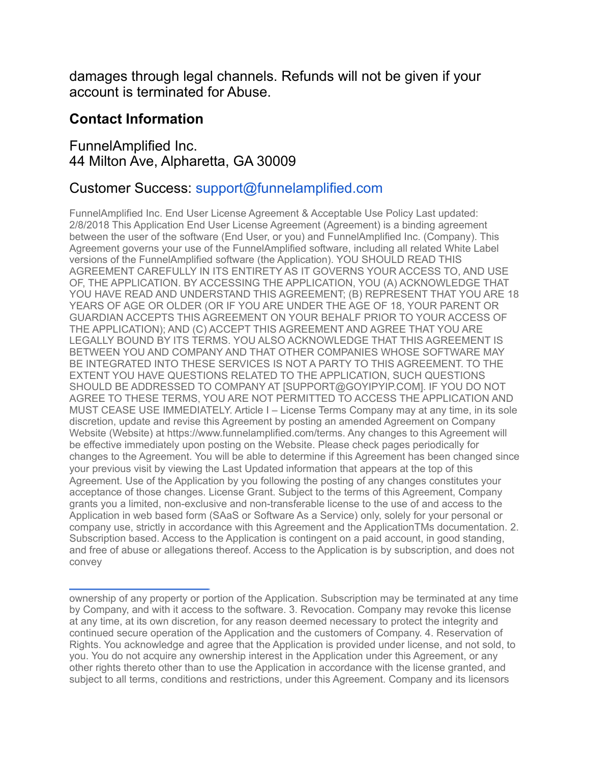damages through legal channels. Refunds will not be given if your account is terminated for Abuse.

## Contact Information

FunnelAmplified Inc.
44 Milton Ave, Alpharetta, GA 30009

Customer Success: support@funnelamplified.com

FunnelAmplified Inc. End User License Agreement & Acceptable Use Policy Last updated: 2/8/2018 This Application End User License Agreement (Agreement) is a binding agreement between the user of the software (End User, or you) and FunnelAmplified Inc. (Company). This Agreement governs your use of the FunnelAmplified software, including all related White Label versions of the FunnelAmplified software (the Application). YOU SHOULD READ THIS AGREEMENT CAREFULLY IN ITS ENTIRETY AS IT GOVERNS YOUR ACCESS TO, AND USE OF, THE APPLICATION. BY ACCESSING THE APPLICATION, YOU (A) ACKNOWLEDGE THAT YOU HAVE READ AND UNDERSTAND THIS AGREEMENT; (B) REPRESENT THAT YOU ARE 18 YEARS OF AGE OR OLDER (OR IF YOU ARE UNDER THE AGE OF 18, YOUR PARENT OR GUARDIAN ACCEPTS THIS AGREEMENT ON YOUR BEHALF PRIOR TO YOUR ACCESS OF THE APPLICATION); AND (C) ACCEPT THIS AGREEMENT AND AGREE THAT YOU ARE LEGALLY BOUND BY ITS TERMS. YOU ALSO ACKNOWLEDGE THAT THIS AGREEMENT IS BETWEEN YOU AND COMPANY AND THAT OTHER COMPANIES WHOSE SOFTWARE MAY BE INTEGRATED INTO THESE SERVICES IS NOT A PARTY TO THIS AGREEMENT. TO THE EXTENT YOU HAVE QUESTIONS RELATED TO THE APPLICATION, SUCH QUESTIONS SHOULD BE ADDRESSED TO COMPANY AT [SUPPORT@GOYIPYIP.COM]. IF YOU DO NOT AGREE TO THESE TERMS, YOU ARE NOT PERMITTED TO ACCESS THE APPLICATION AND MUST CEASE USE IMMEDIATELY. Article I – License Terms Company may at any time, in its sole discretion, update and revise this Agreement by posting an amended Agreement on Company Website (Website) at https://www.funnelamplified.com/terms. Any changes to this Agreement will be effective immediately upon posting on the Website. Please check pages periodically for changes to the Agreement. You will be able to determine if this Agreement has been changed since your previous visit by viewing the Last Updated information that appears at the top of this Agreement. Use of the Application by you following the posting of any changes constitutes your acceptance of those changes. License Grant. Subject to the terms of this Agreement, Company grants you a limited, non-exclusive and non-transferable license to the use of and access to the Application in web based form (SAaS or Software As a Service) only, solely for your personal or company use, strictly in accordance with this Agreement and the ApplicationTMs documentation. 2. Subscription based. Access to the Application is contingent on a paid account, in good standing, and free of abuse or allegations thereof. Access to the Application is by subscription, and does not convey

ownership of any property or portion of the Application. Subscription may be terminated at any time by Company, and with it access to the software. 3. Revocation. Company may revoke this license at any time, at its own discretion, for any reason deemed necessary to protect the integrity and continued secure operation of the Application and the customers of Company. 4. Reservation of Rights. You acknowledge and agree that the Application is provided under license, and not sold, to you. You do not acquire any ownership interest in the Application under this Agreement, or any other rights thereto other than to use the Application in accordance with the license granted, and subject to all terms, conditions and restrictions, under this Agreement. Company and its licensors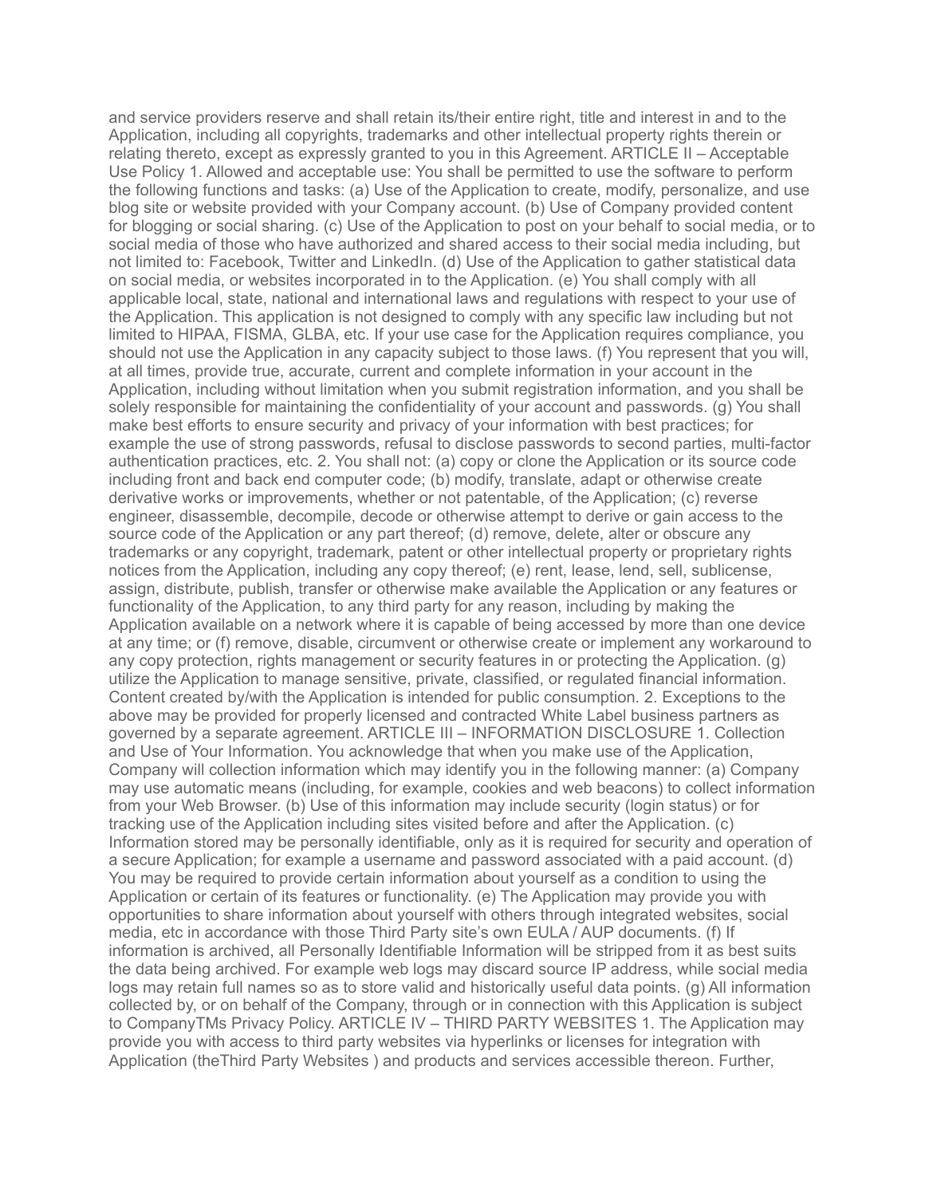and service providers reserve and shall retain its/their entire right, title and interest in and to the Application, including all copyrights, trademarks and other intellectual property rights therein or relating thereto, except as expressly granted to you in this Agreement. ARTICLE II – Acceptable Use Policy 1. Allowed and acceptable use: You shall be permitted to use the software to perform the following functions and tasks: (a) Use of the Application to create, modify, personalize, and use blog site or website provided with your Company account. (b) Use of Company provided content for blogging or social sharing. (c) Use of the Application to post on your behalf to social media, or to social media of those who have authorized and shared access to their social media including, but not limited to: Facebook, Twitter and LinkedIn. (d) Use of the Application to gather statistical data on social media, or websites incorporated in to the Application. (e) You shall comply with all applicable local, state, national and international laws and regulations with respect to your use of the Application. This application is not designed to comply with any specific law including but not limited to HIPAA, FISMA, GLBA, etc. If your use case for the Application requires compliance, you should not use the Application in any capacity subject to those laws. (f) You represent that you will, at all times, provide true, accurate, current and complete information in your account in the Application, including without limitation when you submit registration information, and you shall be solely responsible for maintaining the confidentiality of your account and passwords. (g) You shall make best efforts to ensure security and privacy of your information with best practices; for example the use of strong passwords, refusal to disclose passwords to second parties, multi-factor authentication practices, etc. 2. You shall not: (a) copy or clone the Application or its source code including front and back end computer code; (b) modify, translate, adapt or otherwise create derivative works or improvements, whether or not patentable, of the Application; (c) reverse engineer, disassemble, decompile, decode or otherwise attempt to derive or gain access to the source code of the Application or any part thereof; (d) remove, delete, alter or obscure any trademarks or any copyright, trademark, patent or other intellectual property or proprietary rights notices from the Application, including any copy thereof; (e) rent, lease, lend, sell, sublicense, assign, distribute, publish, transfer or otherwise make available the Application or any features or functionality of the Application, to any third party for any reason, including by making the Application available on a network where it is capable of being accessed by more than one device at any time; or (f) remove, disable, circumvent or otherwise create or implement any workaround to any copy protection, rights management or security features in or protecting the Application. (g) utilize the Application to manage sensitive, private, classified, or regulated financial information. Content created by/with the Application is intended for public consumption. 2. Exceptions to the above may be provided for properly licensed and contracted White Label business partners as governed by a separate agreement. ARTICLE III – INFORMATION DISCLOSURE 1. Collection and Use of Your Information. You acknowledge that when you make use of the Application, Company will collection information which may identify you in the following manner: (a) Company may use automatic means (including, for example, cookies and web beacons) to collect information from your Web Browser. (b) Use of this information may include security (login status) or for tracking use of the Application including sites visited before and after the Application. (c) Information stored may be personally identifiable, only as it is required for security and operation of a secure Application; for example a username and password associated with a paid account. (d) You may be required to provide certain information about yourself as a condition to using the Application or certain of its features or functionality. (e) The Application may provide you with opportunities to share information about yourself with others through integrated websites, social media, etc in accordance with those Third Party site's own EULA / AUP documents. (f) If information is archived, all Personally Identifiable Information will be stripped from it as best suits the data being archived. For example web logs may discard source IP address, while social media logs may retain full names so as to store valid and historically useful data points. (g) All information collected by, or on behalf of the Company, through or in connection with this Application is subject to CompanyTMs Privacy Policy. ARTICLE IV – THIRD PARTY WEBSITES 1. The Application may provide you with access to third party websites via hyperlinks or licenses for integration with Application (theThird Party Websites ) and products and services accessible thereon. Further,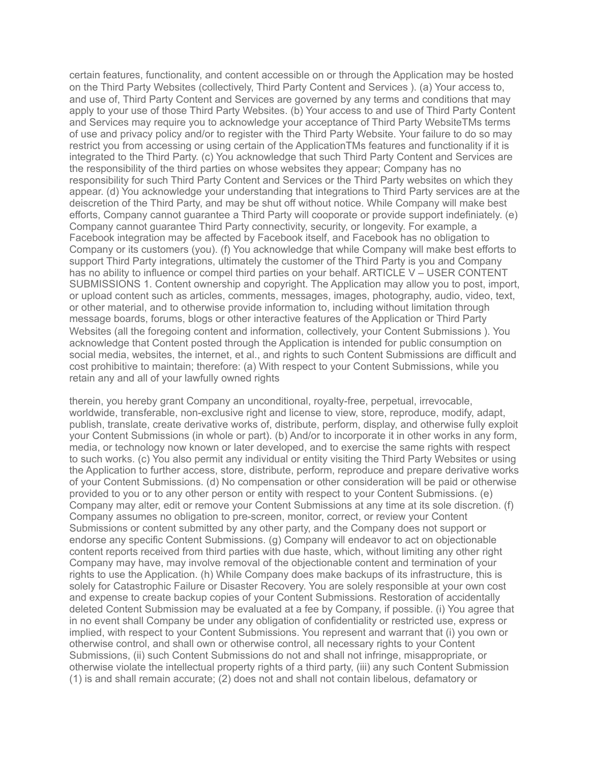certain features, functionality, and content accessible on or through the Application may be hosted on the Third Party Websites (collectively, Third Party Content and Services ). (a) Your access to, and use of, Third Party Content and Services are governed by any terms and conditions that may apply to your use of those Third Party Websites. (b) Your access to and use of Third Party Content and Services may require you to acknowledge your acceptance of Third Party WebsiteTMs terms of use and privacy policy and/or to register with the Third Party Website. Your failure to do so may restrict you from accessing or using certain of the ApplicationTMs features and functionality if it is integrated to the Third Party. (c) You acknowledge that such Third Party Content and Services are the responsibility of the third parties on whose websites they appear; Company has no responsibility for such Third Party Content and Services or the Third Party websites on which they appear. (d) You acknowledge your understanding that integrations to Third Party services are at the deiscretion of the Third Party, and may be shut off without notice. While Company will make best efforts, Company cannot guarantee a Third Party will cooporate or provide support indefiniately. (e) Company cannot guarantee Third Party connectivity, security, or longevity. For example, a Facebook integration may be affected by Facebook itself, and Facebook has no obligation to Company or its customers (you). (f) You acknowledge that while Company will make best efforts to support Third Party integrations, ultimately the customer of the Third Party is you and Company has no ability to influence or compel third parties on your behalf. ARTICLE V – USER CONTENT SUBMISSIONS 1. Content ownership and copyright. The Application may allow you to post, import, or upload content such as articles, comments, messages, images, photography, audio, video, text, or other material, and to otherwise provide information to, including without limitation through message boards, forums, blogs or other interactive features of the Application or Third Party Websites (all the foregoing content and information, collectively, your Content Submissions ). You acknowledge that Content posted through the Application is intended for public consumption on social media, websites, the internet, et al., and rights to such Content Submissions are difficult and cost prohibitive to maintain; therefore: (a) With respect to your Content Submissions, while you retain any and all of your lawfully owned rights

therein, you hereby grant Company an unconditional, royalty-free, perpetual, irrevocable, worldwide, transferable, non-exclusive right and license to view, store, reproduce, modify, adapt, publish, translate, create derivative works of, distribute, perform, display, and otherwise fully exploit your Content Submissions (in whole or part). (b) And/or to incorporate it in other works in any form, media, or technology now known or later developed, and to exercise the same rights with respect to such works. (c) You also permit any individual or entity visiting the Third Party Websites or using the Application to further access, store, distribute, perform, reproduce and prepare derivative works of your Content Submissions. (d) No compensation or other consideration will be paid or otherwise provided to you or to any other person or entity with respect to your Content Submissions. (e) Company may alter, edit or remove your Content Submissions at any time at its sole discretion. (f) Company assumes no obligation to pre-screen, monitor, correct, or review your Content Submissions or content submitted by any other party, and the Company does not support or endorse any specific Content Submissions. (g) Company will endeavor to act on objectionable content reports received from third parties with due haste, which, without limiting any other right Company may have, may involve removal of the objectionable content and termination of your rights to use the Application. (h) While Company does make backups of its infrastructure, this is solely for Catastrophic Failure or Disaster Recovery. You are solely responsible at your own cost and expense to create backup copies of your Content Submissions. Restoration of accidentally deleted Content Submission may be evaluated at a fee by Company, if possible. (i) You agree that in no event shall Company be under any obligation of confidentiality or restricted use, express or implied, with respect to your Content Submissions. You represent and warrant that (i) you own or otherwise control, and shall own or otherwise control, all necessary rights to your Content Submissions, (ii) such Content Submissions do not and shall not infringe, misappropriate, or otherwise violate the intellectual property rights of a third party, (iii) any such Content Submission (1) is and shall remain accurate; (2) does not and shall not contain libelous, defamatory or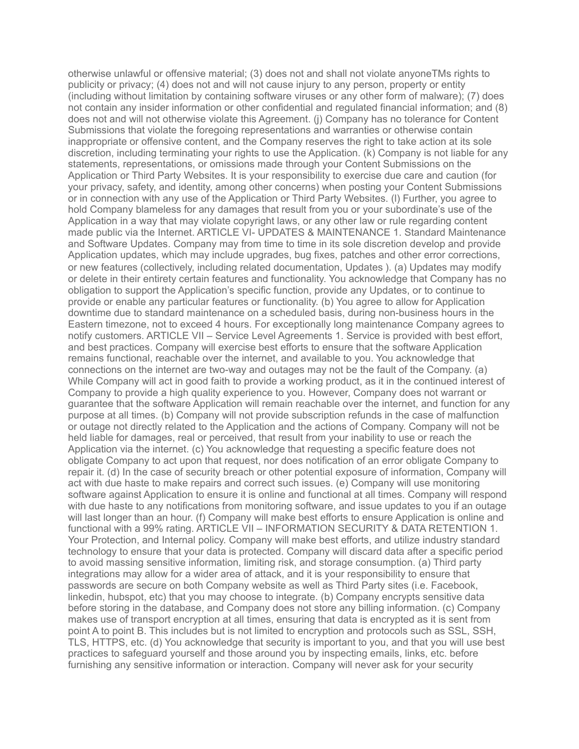otherwise unlawful or offensive material; (3) does not and shall not violate anyoneTMs rights to publicity or privacy; (4) does not and will not cause injury to any person, property or entity (including without limitation by containing software viruses or any other form of malware); (7) does not contain any insider information or other confidential and regulated financial information; and (8) does not and will not otherwise violate this Agreement. (j) Company has no tolerance for Content Submissions that violate the foregoing representations and warranties or otherwise contain inappropriate or offensive content, and the Company reserves the right to take action at its sole discretion, including terminating your rights to use the Application. (k) Company is not liable for any statements, representations, or omissions made through your Content Submissions on the Application or Third Party Websites. It is your responsibility to exercise due care and caution (for your privacy, safety, and identity, among other concerns) when posting your Content Submissions or in connection with any use of the Application or Third Party Websites. (l) Further, you agree to hold Company blameless for any damages that result from you or your subordinate's use of the Application in a way that may violate copyright laws, or any other law or rule regarding content made public via the Internet. ARTICLE VI- UPDATES & MAINTENANCE 1. Standard Maintenance and Software Updates. Company may from time to time in its sole discretion develop and provide Application updates, which may include upgrades, bug fixes, patches and other error corrections, or new features (collectively, including related documentation, Updates ). (a) Updates may modify or delete in their entirety certain features and functionality. You acknowledge that Company has no obligation to support the Application's specific function, provide any Updates, or to continue to provide or enable any particular features or functionality. (b) You agree to allow for Application downtime due to standard maintenance on a scheduled basis, during non-business hours in the Eastern timezone, not to exceed 4 hours. For exceptionally long maintenance Company agrees to notify customers. ARTICLE VII – Service Level Agreements 1. Service is provided with best effort, and best practices. Company will exercise best efforts to ensure that the software Application remains functional, reachable over the internet, and available to you. You acknowledge that connections on the internet are two-way and outages may not be the fault of the Company. (a) While Company will act in good faith to provide a working product, as it in the continued interest of Company to provide a high quality experience to you. However, Company does not warrant or guarantee that the software Application will remain reachable over the internet, and function for any purpose at all times. (b) Company will not provide subscription refunds in the case of malfunction or outage not directly related to the Application and the actions of Company. Company will not be held liable for damages, real or perceived, that result from your inability to use or reach the Application via the internet. (c) You acknowledge that requesting a specific feature does not obligate Company to act upon that request, nor does notification of an error obligate Company to repair it. (d) In the case of security breach or other potential exposure of information, Company will act with due haste to make repairs and correct such issues. (e) Company will use monitoring software against Application to ensure it is online and functional at all times. Company will respond with due haste to any notifications from monitoring software, and issue updates to you if an outage will last longer than an hour. (f) Company will make best efforts to ensure Application is online and functional with a 99% rating. ARTICLE VII – INFORMATION SECURITY & DATA RETENTION 1. Your Protection, and Internal policy. Company will make best efforts, and utilize industry standard technology to ensure that your data is protected. Company will discard data after a specific period to avoid massing sensitive information, limiting risk, and storage consumption. (a) Third party integrations may allow for a wider area of attack, and it is your responsibility to ensure that passwords are secure on both Company website as well as Third Party sites (i.e. Facebook, linkedin, hubspot, etc) that you may choose to integrate. (b) Company encrypts sensitive data before storing in the database, and Company does not store any billing information. (c) Company makes use of transport encryption at all times, ensuring that data is encrypted as it is sent from point A to point B. This includes but is not limited to encryption and protocols such as SSL, SSH, TLS, HTTPS, etc. (d) You acknowledge that security is important to you, and that you will use best practices to safeguard yourself and those around you by inspecting emails, links, etc. before furnishing any sensitive information or interaction. Company will never ask for your security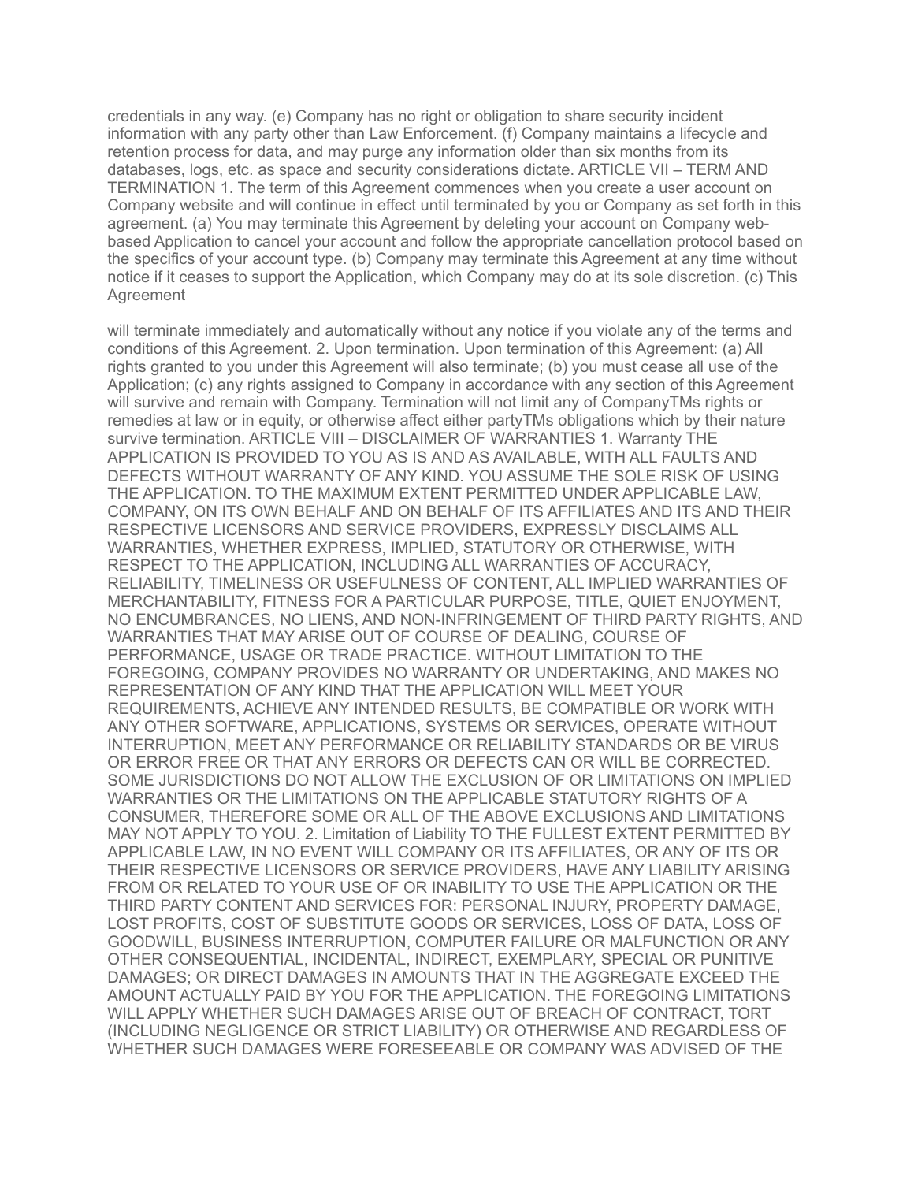credentials in any way. (e) Company has no right or obligation to share security incident information with any party other than Law Enforcement. (f) Company maintains a lifecycle and retention process for data, and may purge any information older than six months from its databases, logs, etc. as space and security considerations dictate. ARTICLE VII – TERM AND TERMINATION 1. The term of this Agreement commences when you create a user account on Company website and will continue in effect until terminated by you or Company as set forth in this agreement. (a) You may terminate this Agreement by deleting your account on Company web-based Application to cancel your account and follow the appropriate cancellation protocol based on the specifics of your account type. (b) Company may terminate this Agreement at any time without notice if it ceases to support the Application, which Company may do at its sole discretion. (c) This Agreement

will terminate immediately and automatically without any notice if you violate any of the terms and conditions of this Agreement. 2. Upon termination. Upon termination of this Agreement: (a) All rights granted to you under this Agreement will also terminate; (b) you must cease all use of the Application; (c) any rights assigned to Company in accordance with any section of this Agreement will survive and remain with Company. Termination will not limit any of CompanyTMs rights or remedies at law or in equity, or otherwise affect either partyTMs obligations which by their nature survive termination. ARTICLE VIII – DISCLAIMER OF WARRANTIES 1. Warranty THE APPLICATION IS PROVIDED TO YOU AS IS AND AS AVAILABLE, WITH ALL FAULTS AND DEFECTS WITHOUT WARRANTY OF ANY KIND. YOU ASSUME THE SOLE RISK OF USING THE APPLICATION. TO THE MAXIMUM EXTENT PERMITTED UNDER APPLICABLE LAW, COMPANY, ON ITS OWN BEHALF AND ON BEHALF OF ITS AFFILIATES AND ITS AND THEIR RESPECTIVE LICENSORS AND SERVICE PROVIDERS, EXPRESSLY DISCLAIMS ALL WARRANTIES, WHETHER EXPRESS, IMPLIED, STATUTORY OR OTHERWISE, WITH RESPECT TO THE APPLICATION, INCLUDING ALL WARRANTIES OF ACCURACY, RELIABILITY, TIMELINESS OR USEFULNESS OF CONTENT, ALL IMPLIED WARRANTIES OF MERCHANTABILITY, FITNESS FOR A PARTICULAR PURPOSE, TITLE, QUIET ENJOYMENT, NO ENCUMBRANCES, NO LIENS, AND NON-INFRINGEMENT OF THIRD PARTY RIGHTS, AND WARRANTIES THAT MAY ARISE OUT OF COURSE OF DEALING, COURSE OF PERFORMANCE, USAGE OR TRADE PRACTICE. WITHOUT LIMITATION TO THE FOREGOING, COMPANY PROVIDES NO WARRANTY OR UNDERTAKING, AND MAKES NO REPRESENTATION OF ANY KIND THAT THE APPLICATION WILL MEET YOUR REQUIREMENTS, ACHIEVE ANY INTENDED RESULTS, BE COMPATIBLE OR WORK WITH ANY OTHER SOFTWARE, APPLICATIONS, SYSTEMS OR SERVICES, OPERATE WITHOUT INTERRUPTION, MEET ANY PERFORMANCE OR RELIABILITY STANDARDS OR BE VIRUS OR ERROR FREE OR THAT ANY ERRORS OR DEFECTS CAN OR WILL BE CORRECTED. SOME JURISDICTIONS DO NOT ALLOW THE EXCLUSION OF OR LIMITATIONS ON IMPLIED WARRANTIES OR THE LIMITATIONS ON THE APPLICABLE STATUTORY RIGHTS OF A CONSUMER, THEREFORE SOME OR ALL OF THE ABOVE EXCLUSIONS AND LIMITATIONS MAY NOT APPLY TO YOU. 2. Limitation of Liability TO THE FULLEST EXTENT PERMITTED BY APPLICABLE LAW, IN NO EVENT WILL COMPANY OR ITS AFFILIATES, OR ANY OF ITS OR THEIR RESPECTIVE LICENSORS OR SERVICE PROVIDERS, HAVE ANY LIABILITY ARISING FROM OR RELATED TO YOUR USE OF OR INABILITY TO USE THE APPLICATION OR THE THIRD PARTY CONTENT AND SERVICES FOR: PERSONAL INJURY, PROPERTY DAMAGE, LOST PROFITS, COST OF SUBSTITUTE GOODS OR SERVICES, LOSS OF DATA, LOSS OF GOODWILL, BUSINESS INTERRUPTION, COMPUTER FAILURE OR MALFUNCTION OR ANY OTHER CONSEQUENTIAL, INCIDENTAL, INDIRECT, EXEMPLARY, SPECIAL OR PUNITIVE DAMAGES; OR DIRECT DAMAGES IN AMOUNTS THAT IN THE AGGREGATE EXCEED THE AMOUNT ACTUALLY PAID BY YOU FOR THE APPLICATION. THE FOREGOING LIMITATIONS WILL APPLY WHETHER SUCH DAMAGES ARISE OUT OF BREACH OF CONTRACT, TORT (INCLUDING NEGLIGENCE OR STRICT LIABILITY) OR OTHERWISE AND REGARDLESS OF WHETHER SUCH DAMAGES WERE FORESEEABLE OR COMPANY WAS ADVISED OF THE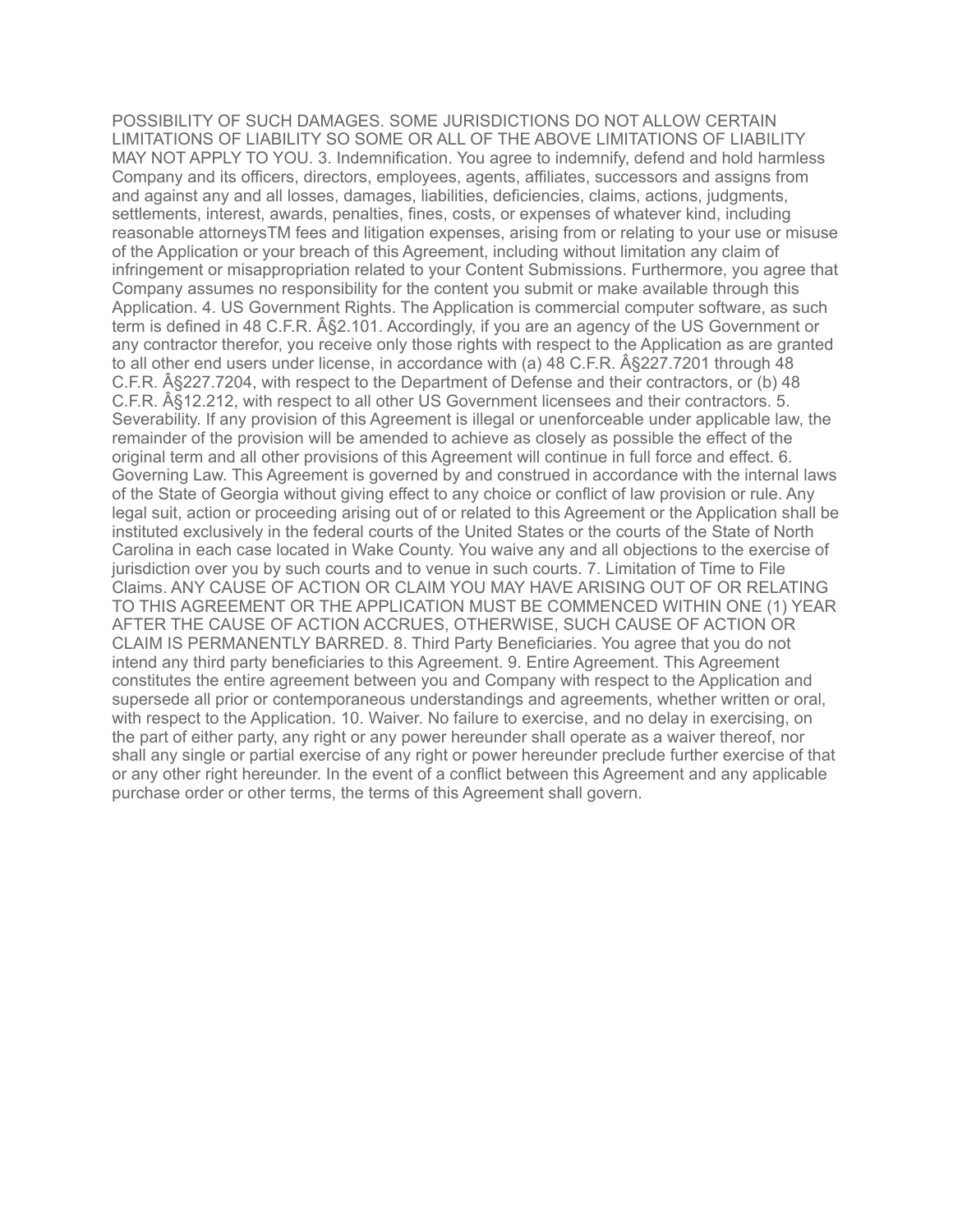POSSIBILITY OF SUCH DAMAGES. SOME JURISDICTIONS DO NOT ALLOW CERTAIN LIMITATIONS OF LIABILITY SO SOME OR ALL OF THE ABOVE LIMITATIONS OF LIABILITY MAY NOT APPLY TO YOU. 3. Indemnification. You agree to indemnify, defend and hold harmless Company and its officers, directors, employees, agents, affiliates, successors and assigns from and against any and all losses, damages, liabilities, deficiencies, claims, actions, judgments, settlements, interest, awards, penalties, fines, costs, or expenses of whatever kind, including reasonable attorneysTM fees and litigation expenses, arising from or relating to your use or misuse of the Application or your breach of this Agreement, including without limitation any claim of infringement or misappropriation related to your Content Submissions. Furthermore, you agree that Company assumes no responsibility for the content you submit or make available through this Application. 4. US Government Rights. The Application is commercial computer software, as such term is defined in 48 C.F.R. Â§2.101. Accordingly, if you are an agency of the US Government or any contractor therefor, you receive only those rights with respect to the Application as are granted to all other end users under license, in accordance with (a) 48 C.F.R. Â§227.7201 through 48 C.F.R. Â§227.7204, with respect to the Department of Defense and their contractors, or (b) 48 C.F.R. Â§12.212, with respect to all other US Government licensees and their contractors. 5. Severability. If any provision of this Agreement is illegal or unenforceable under applicable law, the remainder of the provision will be amended to achieve as closely as possible the effect of the original term and all other provisions of this Agreement will continue in full force and effect. 6. Governing Law. This Agreement is governed by and construed in accordance with the internal laws of the State of Georgia without giving effect to any choice or conflict of law provision or rule. Any legal suit, action or proceeding arising out of or related to this Agreement or the Application shall be instituted exclusively in the federal courts of the United States or the courts of the State of North Carolina in each case located in Wake County. You waive any and all objections to the exercise of jurisdiction over you by such courts and to venue in such courts. 7. Limitation of Time to File Claims. ANY CAUSE OF ACTION OR CLAIM YOU MAY HAVE ARISING OUT OF OR RELATING TO THIS AGREEMENT OR THE APPLICATION MUST BE COMMENCED WITHIN ONE (1) YEAR AFTER THE CAUSE OF ACTION ACCRUES, OTHERWISE, SUCH CAUSE OF ACTION OR CLAIM IS PERMANENTLY BARRED. 8. Third Party Beneficiaries. You agree that you do not intend any third party beneficiaries to this Agreement. 9. Entire Agreement. This Agreement constitutes the entire agreement between you and Company with respect to the Application and supersede all prior or contemporaneous understandings and agreements, whether written or oral, with respect to the Application. 10. Waiver. No failure to exercise, and no delay in exercising, on the part of either party, any right or any power hereunder shall operate as a waiver thereof, nor shall any single or partial exercise of any right or power hereunder preclude further exercise of that or any other right hereunder. In the event of a conflict between this Agreement and any applicable purchase order or other terms, the terms of this Agreement shall govern.